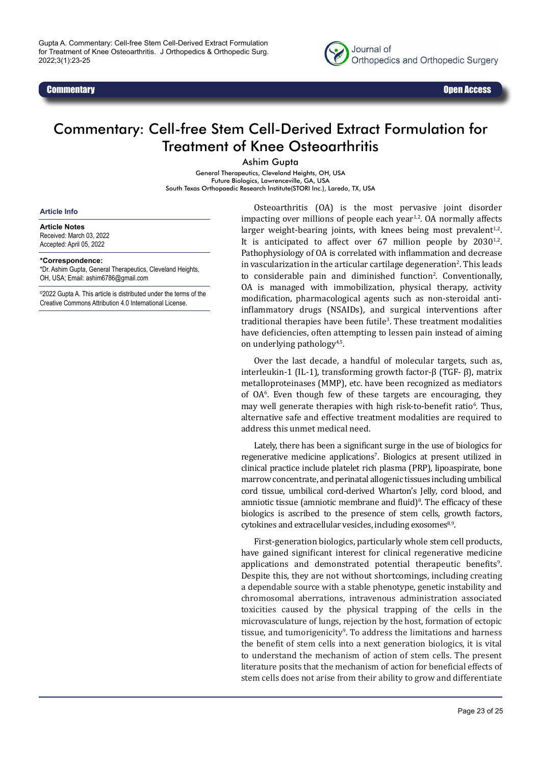Commentary

Open Access

# Commentary: Cell-free Stem Cell-Derived Extract Formulation for Treatment of Knee Osteoarthritis

Ashim Gupta

General Therapeutics, Cleveland Heights, OH, USA
Future Biologics, Lawrenceville, GA, USA
South Texas Orthopaedic Research Institute(STORI Inc.), Laredo, TX, USA

**Article Info**

**Article Notes**
Received: March 03, 2022
Accepted: April 05, 2022

**\*Correspondence:**
\*Dr. Ashim Gupta, General Therapeutics, Cleveland Heights, OH, USA; Email: ashim6786@gmail.com

©2022 Gupta A. This article is distributed under the terms of the Creative Commons Attribution 4.0 International License.

Osteoarthritis (OA) is the most pervasive joint disorder impacting over millions of people each year[1,2]. OA normally affects larger weight-bearing joints, with knees being most prevalent[1,2]. It is anticipated to affect over 67 million people by 2030[1,2]. Pathophysiology of OA is correlated with inflammation and decrease in vascularization in the articular cartilage degeneration[2]. This leads to considerable pain and diminished function[2]. Conventionally, OA is managed with immobilization, physical therapy, activity modification, pharmacological agents such as non-steroidal anti-inflammatory drugs (NSAIDs), and surgical interventions after traditional therapies have been futile[3]. These treatment modalities have deficiencies, often attempting to lessen pain instead of aiming on underlying pathology[4,5].

Over the last decade, a handful of molecular targets, such as, interleukin-1 (IL-1), transforming growth factor-β (TGF- β), matrix metalloproteinases (MMP), etc. have been recognized as mediators of OA[6]. Even though few of these targets are encouraging, they may well generate therapies with high risk-to-benefit ratio[6]. Thus, alternative safe and effective treatment modalities are required to address this unmet medical need.

Lately, there has been a significant surge in the use of biologics for regenerative medicine applications[7]. Biologics at present utilized in clinical practice include platelet rich plasma (PRP), lipoaspirate, bone marrow concentrate, and perinatal allogenic tissues including umbilical cord tissue, umbilical cord-derived Wharton's Jelly, cord blood, and amniotic tissue (amniotic membrane and fluid)[8]. The efficacy of these biologics is ascribed to the presence of stem cells, growth factors, cytokines and extracellular vesicles, including exosomes[8,9].

First-generation biologics, particularly whole stem cell products, have gained significant interest for clinical regenerative medicine applications and demonstrated potential therapeutic benefits[9]. Despite this, they are not without shortcomings, including creating a dependable source with a stable phenotype, genetic instability and chromosomal aberrations, intravenous administration associated toxicities caused by the physical trapping of the cells in the microvasculature of lungs, rejection by the host, formation of ectopic tissue, and tumorigenicity[9]. To address the limitations and harness the benefit of stem cells into a next generation biologics, it is vital to understand the mechanism of action of stem cells. The present literature posits that the mechanism of action for beneficial effects of stem cells does not arise from their ability to grow and differentiate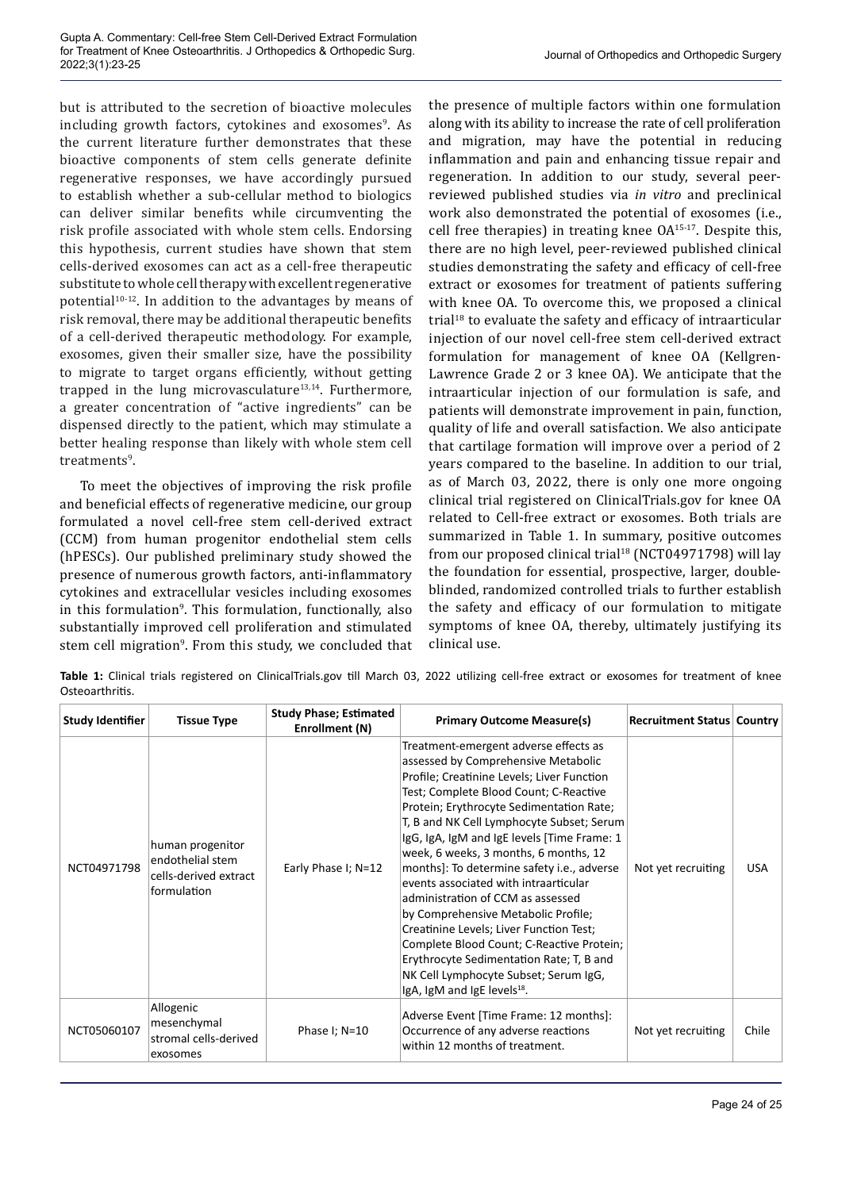but is attributed to the secretion of bioactive molecules including growth factors, cytokines and exosomes[9]. As the current literature further demonstrates that these bioactive components of stem cells generate definite regenerative responses, we have accordingly pursued to establish whether a sub-cellular method to biologics can deliver similar benefits while circumventing the risk profile associated with whole stem cells. Endorsing this hypothesis, current studies have shown that stem cells-derived exosomes can act as a cell-free therapeutic substitute to whole cell therapy with excellent regenerative potential[10-12]. In addition to the advantages by means of risk removal, there may be additional therapeutic benefits of a cell-derived therapeutic methodology. For example, exosomes, given their smaller size, have the possibility to migrate to target organs efficiently, without getting trapped in the lung microvasculature[13,14]. Furthermore, a greater concentration of "active ingredients" can be dispensed directly to the patient, which may stimulate a better healing response than likely with whole stem cell treatments[9].

To meet the objectives of improving the risk profile and beneficial effects of regenerative medicine, our group formulated a novel cell-free stem cell-derived extract (CCM) from human progenitor endothelial stem cells (hPESCs). Our published preliminary study showed the presence of numerous growth factors, anti-inflammatory cytokines and extracellular vesicles including exosomes in this formulation[9]. This formulation, functionally, also substantially improved cell proliferation and stimulated stem cell migration[9]. From this study, we concluded that the presence of multiple factors within one formulation along with its ability to increase the rate of cell proliferation and migration, may have the potential in reducing inflammation and pain and enhancing tissue repair and regeneration. In addition to our study, several peer-reviewed published studies via *in vitro* and preclinical work also demonstrated the potential of exosomes (i.e., cell free therapies) in treating knee OA[15-17]. Despite this, there are no high level, peer-reviewed published clinical studies demonstrating the safety and efficacy of cell-free extract or exosomes for treatment of patients suffering with knee OA. To overcome this, we proposed a clinical trial[18] to evaluate the safety and efficacy of intraarticular injection of our novel cell-free stem cell-derived extract formulation for management of knee OA (Kellgren-Lawrence Grade 2 or 3 knee OA). We anticipate that the intraarticular injection of our formulation is safe, and patients will demonstrate improvement in pain, function, quality of life and overall satisfaction. We also anticipate that cartilage formation will improve over a period of 2 years compared to the baseline. In addition to our trial, as of March 03, 2022, there is only one more ongoing clinical trial registered on ClinicalTrials.gov for knee OA related to Cell-free extract or exosomes. Both trials are summarized in Table 1. In summary, positive outcomes from our proposed clinical trial[18] (NCT04971798) will lay the foundation for essential, prospective, larger, double-blinded, randomized controlled trials to further establish the safety and efficacy of our formulation to mitigate symptoms of knee OA, thereby, ultimately justifying its clinical use.

**Table 1:** Clinical trials registered on ClinicalTrials.gov till March 03, 2022 utilizing cell-free extract or exosomes for treatment of knee Osteoarthritis.

| Study Identifier | Tissue Type | Study Phase; Estimated Enrollment (N) | Primary Outcome Measure(s) | Recruitment Status | Country |
|---|---|---|---|---|---|
| NCT04971798 | human progenitor endothelial stem cells-derived extract formulation | Early Phase I; N=12 | Treatment-emergent adverse effects as assessed by Comprehensive Metabolic Profile; Creatinine Levels; Liver Function Test; Complete Blood Count; C-Reactive Protein; Erythrocyte Sedimentation Rate; T, B and NK Cell Lymphocyte Subset; Serum IgG, IgA, IgM and IgE levels [Time Frame: 1 week, 6 weeks, 3 months, 6 months, 12 months]: To determine safety i.e., adverse events associated with intraarticular administration of CCM as assessed by Comprehensive Metabolic Profile; Creatinine Levels; Liver Function Test; Complete Blood Count; C-Reactive Protein; Erythrocyte Sedimentation Rate; T, B and NK Cell Lymphocyte Subset; Serum IgG, IgA, IgM and IgE levels[18]. | Not yet recruiting | USA |
| NCT05060107 | Allogenic mesenchymal stromal cells-derived exosomes | Phase I; N=10 | Adverse Event [Time Frame: 12 months]: Occurrence of any adverse reactions within 12 months of treatment. | Not yet recruiting | Chile |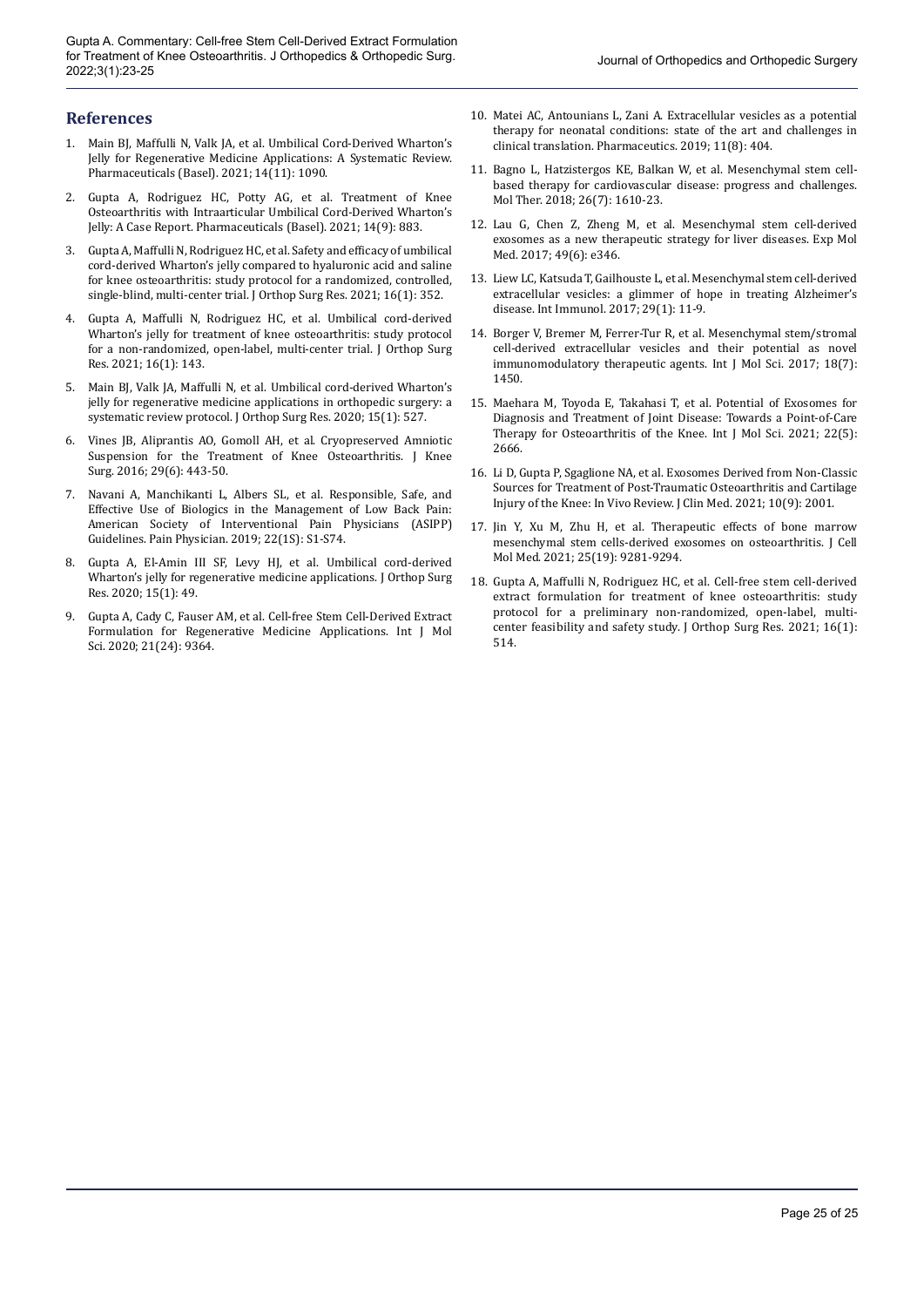## References

1. Main BJ, Maffulli N, Valk JA, et al. Umbilical Cord-Derived Wharton's Jelly for Regenerative Medicine Applications: A Systematic Review. Pharmaceuticals (Basel). 2021; 14(11): 1090.
2. Gupta A, Rodriguez HC, Potty AG, et al. Treatment of Knee Osteoarthritis with Intraarticular Umbilical Cord-Derived Wharton's Jelly: A Case Report. Pharmaceuticals (Basel). 2021; 14(9): 883.
3. Gupta A, Maffulli N, Rodriguez HC, et al. Safety and efficacy of umbilical cord-derived Wharton's jelly compared to hyaluronic acid and saline for knee osteoarthritis: study protocol for a randomized, controlled, single-blind, multi-center trial. J Orthop Surg Res. 2021; 16(1): 352.
4. Gupta A, Maffulli N, Rodriguez HC, et al. Umbilical cord-derived Wharton's jelly for treatment of knee osteoarthritis: study protocol for a non-randomized, open-label, multi-center trial. J Orthop Surg Res. 2021; 16(1): 143.
5. Main BJ, Valk JA, Maffulli N, et al. Umbilical cord-derived Wharton's jelly for regenerative medicine applications in orthopedic surgery: a systematic review protocol. J Orthop Surg Res. 2020; 15(1): 527.
6. Vines JB, Aliprantis AO, Gomoll AH, et al. Cryopreserved Amniotic Suspension for the Treatment of Knee Osteoarthritis. J Knee Surg. 2016; 29(6): 443-50.
7. Navani A, Manchikanti L, Albers SL, et al. Responsible, Safe, and Effective Use of Biologics in the Management of Low Back Pain: American Society of Interventional Pain Physicians (ASIPP) Guidelines. Pain Physician. 2019; 22(1S): S1-S74.
8. Gupta A, El-Amin III SF, Levy HJ, et al. Umbilical cord-derived Wharton's jelly for regenerative medicine applications. J Orthop Surg Res. 2020; 15(1): 49.
9. Gupta A, Cady C, Fauser AM, et al. Cell-free Stem Cell-Derived Extract Formulation for Regenerative Medicine Applications. Int J Mol Sci. 2020; 21(24): 9364.
10. Matei AC, Antounians L, Zani A. Extracellular vesicles as a potential therapy for neonatal conditions: state of the art and challenges in clinical translation. Pharmaceutics. 2019; 11(8): 404.
11. Bagno L, Hatzistergos KE, Balkan W, et al. Mesenchymal stem cell-based therapy for cardiovascular disease: progress and challenges. Mol Ther. 2018; 26(7): 1610-23.
12. Lau G, Chen Z, Zheng M, et al. Mesenchymal stem cell-derived exosomes as a new therapeutic strategy for liver diseases. Exp Mol Med. 2017; 49(6): e346.
13. Liew LC, Katsuda T, Gailhouste L, et al. Mesenchymal stem cell-derived extracellular vesicles: a glimmer of hope in treating Alzheimer's disease. Int Immunol. 2017; 29(1): 11-9.
14. Borger V, Bremer M, Ferrer-Tur R, et al. Mesenchymal stem/stromal cell-derived extracellular vesicles and their potential as novel immunomodulatory therapeutic agents. Int J Mol Sci. 2017; 18(7): 1450.
15. Maehara M, Toyoda E, Takahasi T, et al. Potential of Exosomes for Diagnosis and Treatment of Joint Disease: Towards a Point-of-Care Therapy for Osteoarthritis of the Knee. Int J Mol Sci. 2021; 22(5): 2666.
16. Li D, Gupta P, Sgaglione NA, et al. Exosomes Derived from Non-Classic Sources for Treatment of Post-Traumatic Osteoarthritis and Cartilage Injury of the Knee: In Vivo Review. J Clin Med. 2021; 10(9): 2001.
17. Jin Y, Xu M, Zhu H, et al. Therapeutic effects of bone marrow mesenchymal stem cells-derived exosomes on osteoarthritis. J Cell Mol Med. 2021; 25(19): 9281-9294.
18. Gupta A, Maffulli N, Rodriguez HC, et al. Cell-free stem cell-derived extract formulation for treatment of knee osteoarthritis: study protocol for a preliminary non-randomized, open-label, multi-center feasibility and safety study. J Orthop Surg Res. 2021; 16(1): 514.